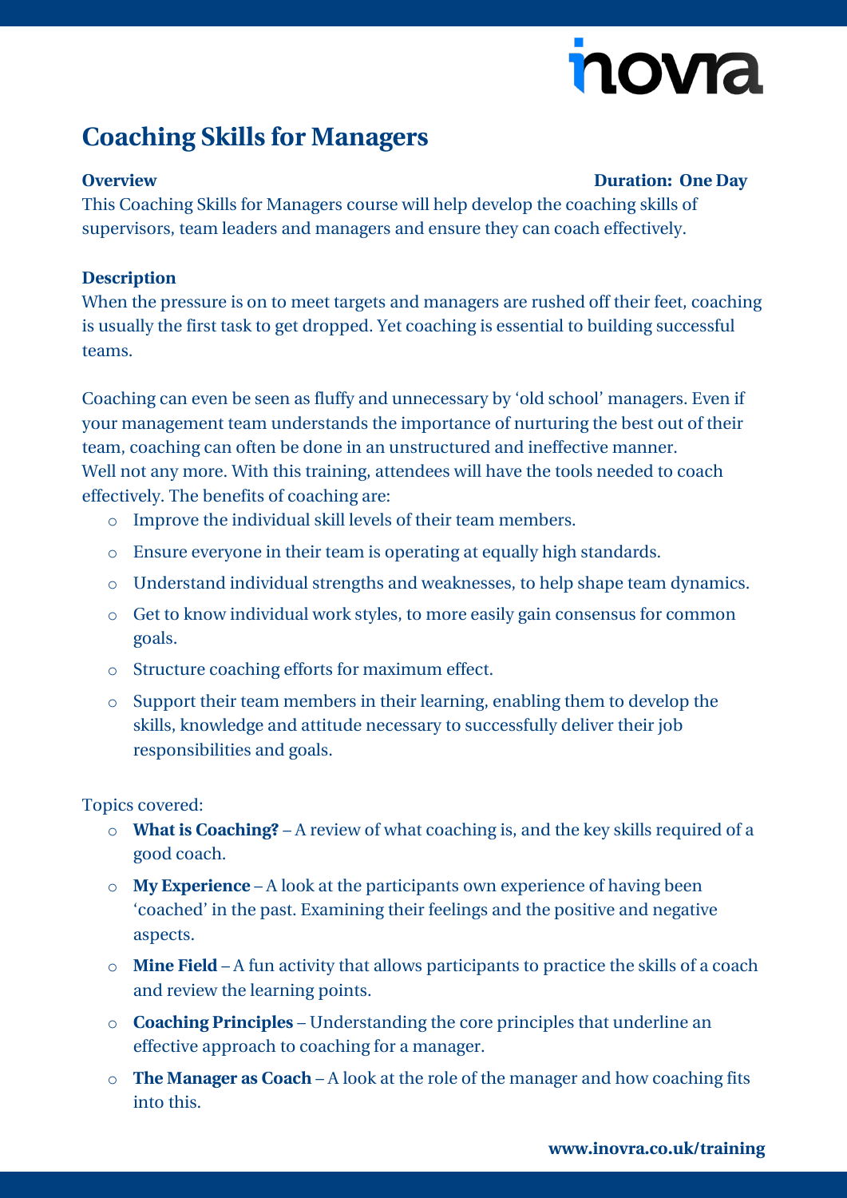# Coaching Skills for Managers

**Overview** **Duration: One Day**

This Coaching Skills for Managers course will help develop the coaching skills of supervisors, team leaders and managers and ensure they can coach effectively.

**Description**

When the pressure is on to meet targets and managers are rushed off their feet, coaching is usually the first task to get dropped. Yet coaching is essential to building successful teams.

Coaching can even be seen as fluffy and unnecessary by 'old school' managers. Even if your management team understands the importance of nurturing the best out of their team, coaching can often be done in an unstructured and ineffective manner.
Well not any more. With this training, attendees will have the tools needed to coach effectively. The benefits of coaching are:

- Improve the individual skill levels of their team members.
- Ensure everyone in their team is operating at equally high standards.
- Understand individual strengths and weaknesses, to help shape team dynamics.
- Get to know individual work styles, to more easily gain consensus for common goals.
- Structure coaching efforts for maximum effect.
- Support their team members in their learning, enabling them to develop the skills, knowledge and attitude necessary to successfully deliver their job responsibilities and goals.

Topics covered:

- **What is Coaching?** – A review of what coaching is, and the key skills required of a good coach.
- **My Experience** – A look at the participants own experience of having been 'coached' in the past. Examining their feelings and the positive and negative aspects.
- **Mine Field** – A fun activity that allows participants to practice the skills of a coach and review the learning points.
- **Coaching Principles** – Understanding the core principles that underline an effective approach to coaching for a manager.
- **The Manager as Coach** – A look at the role of the manager and how coaching fits into this.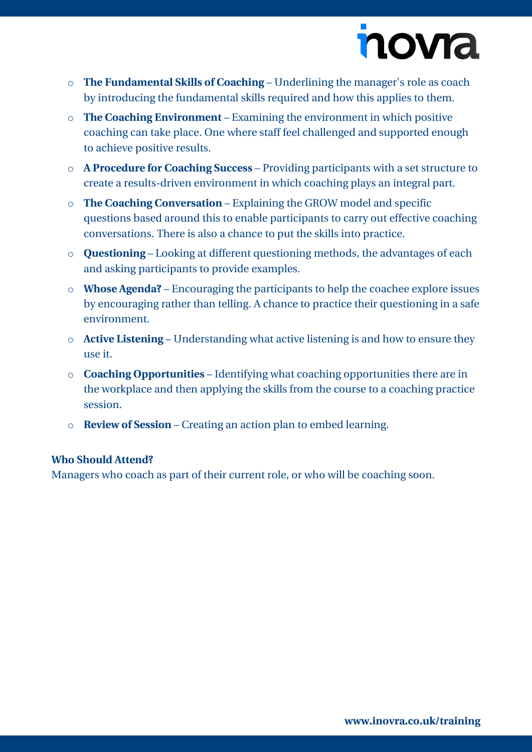- **The Fundamental Skills of Coaching** – Underlining the manager's role as coach by introducing the fundamental skills required and how this applies to them.
- **The Coaching Environment** – Examining the environment in which positive coaching can take place. One where staff feel challenged and supported enough to achieve positive results.
- **A Procedure for Coaching Success** – Providing participants with a set structure to create a results-driven environment in which coaching plays an integral part.
- **The Coaching Conversation** – Explaining the GROW model and specific questions based around this to enable participants to carry out effective coaching conversations. There is also a chance to put the skills into practice.
- **Questioning** – Looking at different questioning methods, the advantages of each and asking participants to provide examples.
- **Whose Agenda?** – Encouraging the participants to help the coachee explore issues by encouraging rather than telling. A chance to practice their questioning in a safe environment.
- **Active Listening** – Understanding what active listening is and how to ensure they use it.
- **Coaching Opportunities** – Identifying what coaching opportunities there are in the workplace and then applying the skills from the course to a coaching practice session.
- **Review of Session** – Creating an action plan to embed learning.

**Who Should Attend?**
Managers who coach as part of their current role, or who will be coaching soon.

**www.inovra.co.uk/training**